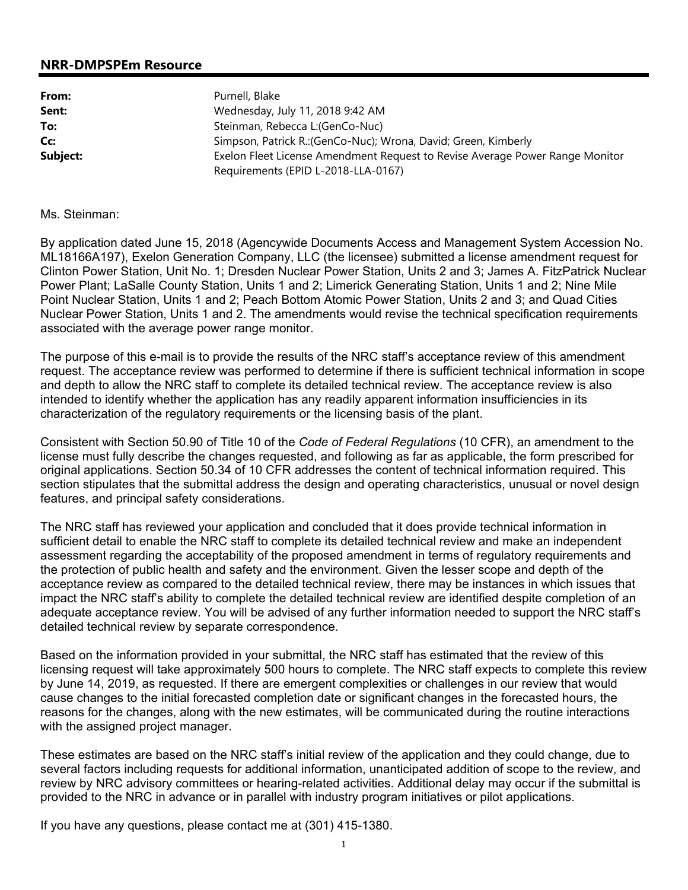## NRR-DMPSPEm Resource

| | |
|---|---|
| **From:** | Purnell, Blake |
| **Sent:** | Wednesday, July 11, 2018 9:42 AM |
| **To:** | Steinman, Rebecca L:(GenCo-Nuc) |
| **Cc:** | Simpson, Patrick R.:(GenCo-Nuc); Wrona, David; Green, Kimberly |
| **Subject:** | Exelon Fleet License Amendment Request to Revise Average Power Range Monitor Requirements (EPID L-2018-LLA-0167) |

Ms. Steinman:

By application dated June 15, 2018 (Agencywide Documents Access and Management System Accession No. ML18166A197), Exelon Generation Company, LLC (the licensee) submitted a license amendment request for Clinton Power Station, Unit No. 1; Dresden Nuclear Power Station, Units 2 and 3; James A. FitzPatrick Nuclear Power Plant; LaSalle County Station, Units 1 and 2; Limerick Generating Station, Units 1 and 2; Nine Mile Point Nuclear Station, Units 1 and 2; Peach Bottom Atomic Power Station, Units 2 and 3; and Quad Cities Nuclear Power Station, Units 1 and 2. The amendments would revise the technical specification requirements associated with the average power range monitor.

The purpose of this e-mail is to provide the results of the NRC staff's acceptance review of this amendment request. The acceptance review was performed to determine if there is sufficient technical information in scope and depth to allow the NRC staff to complete its detailed technical review. The acceptance review is also intended to identify whether the application has any readily apparent information insufficiencies in its characterization of the regulatory requirements or the licensing basis of the plant.

Consistent with Section 50.90 of Title 10 of the *Code of Federal Regulations* (10 CFR), an amendment to the license must fully describe the changes requested, and following as far as applicable, the form prescribed for original applications. Section 50.34 of 10 CFR addresses the content of technical information required. This section stipulates that the submittal address the design and operating characteristics, unusual or novel design features, and principal safety considerations.

The NRC staff has reviewed your application and concluded that it does provide technical information in sufficient detail to enable the NRC staff to complete its detailed technical review and make an independent assessment regarding the acceptability of the proposed amendment in terms of regulatory requirements and the protection of public health and safety and the environment. Given the lesser scope and depth of the acceptance review as compared to the detailed technical review, there may be instances in which issues that impact the NRC staff's ability to complete the detailed technical review are identified despite completion of an adequate acceptance review. You will be advised of any further information needed to support the NRC staff's detailed technical review by separate correspondence.

Based on the information provided in your submittal, the NRC staff has estimated that the review of this licensing request will take approximately 500 hours to complete. The NRC staff expects to complete this review by June 14, 2019, as requested. If there are emergent complexities or challenges in our review that would cause changes to the initial forecasted completion date or significant changes in the forecasted hours, the reasons for the changes, along with the new estimates, will be communicated during the routine interactions with the assigned project manager.

These estimates are based on the NRC staff's initial review of the application and they could change, due to several factors including requests for additional information, unanticipated addition of scope to the review, and review by NRC advisory committees or hearing-related activities. Additional delay may occur if the submittal is provided to the NRC in advance or in parallel with industry program initiatives or pilot applications.

If you have any questions, please contact me at (301) 415-1380.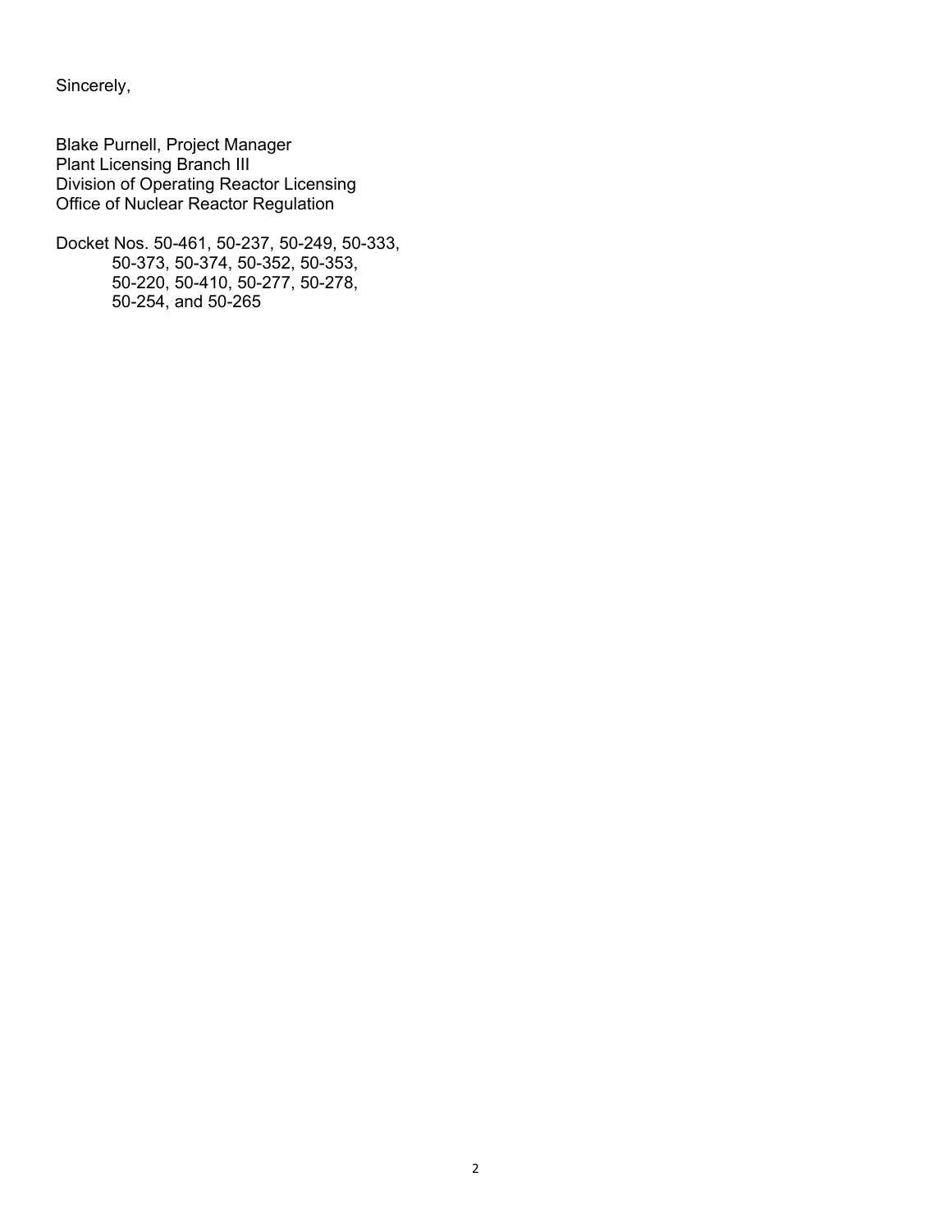Sincerely,

Blake Purnell, Project Manager
Plant Licensing Branch III
Division of Operating Reactor Licensing
Office of Nuclear Reactor Regulation

Docket Nos. 50-461, 50-237, 50-249, 50-333,
50-373, 50-374, 50-352, 50-353,
50-220, 50-410, 50-277, 50-278,
50-254, and 50-265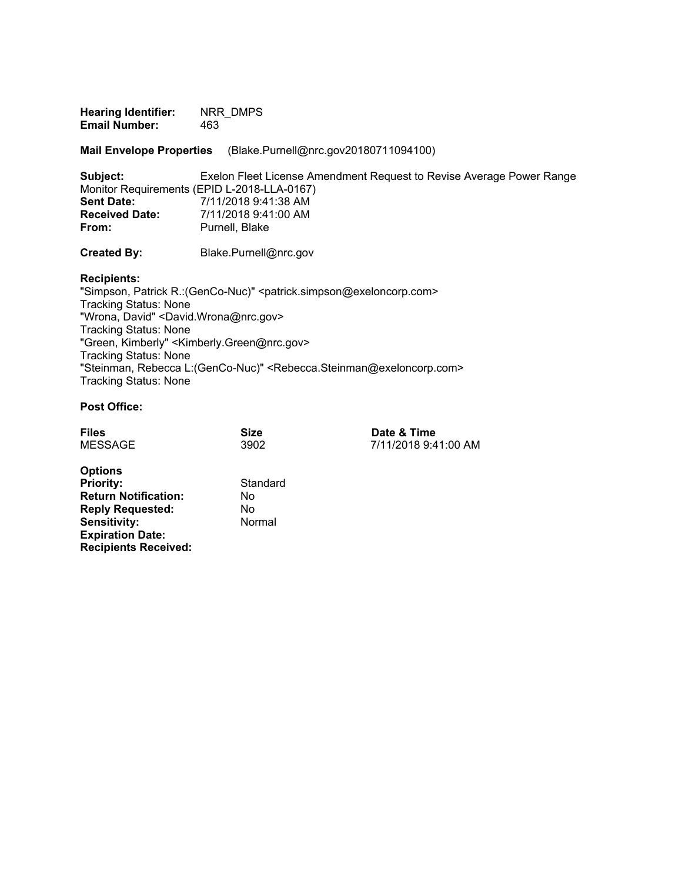**Hearing Identifier:** NRR_DMPS
**Email Number:** 463

**Mail Envelope Properties** (Blake.Purnell@nrc.gov20180711094100)

**Subject:** Exelon Fleet License Amendment Request to Revise Average Power Range Monitor Requirements (EPID L-2018-LLA-0167)
**Sent Date:** 7/11/2018 9:41:38 AM
**Received Date:** 7/11/2018 9:41:00 AM
**From:** Purnell, Blake

**Created By:** Blake.Purnell@nrc.gov

**Recipients:**
"Simpson, Patrick R.:(GenCo-Nuc)" <patrick.simpson@exeloncorp.com>
Tracking Status: None
"Wrona, David" <David.Wrona@nrc.gov>
Tracking Status: None
"Green, Kimberly" <Kimberly.Green@nrc.gov>
Tracking Status: None
"Steinman, Rebecca L:(GenCo-Nuc)" <Rebecca.Steinman@exeloncorp.com>
Tracking Status: None

**Post Office:**

| Files | Size | Date & Time |
|---|---|---|
| MESSAGE | 3902 | 7/11/2018 9:41:00 AM |

**Options**
**Priority:** Standard
**Return Notification:** No
**Reply Requested:** No
**Sensitivity:** Normal
**Expiration Date:**
**Recipients Received:**